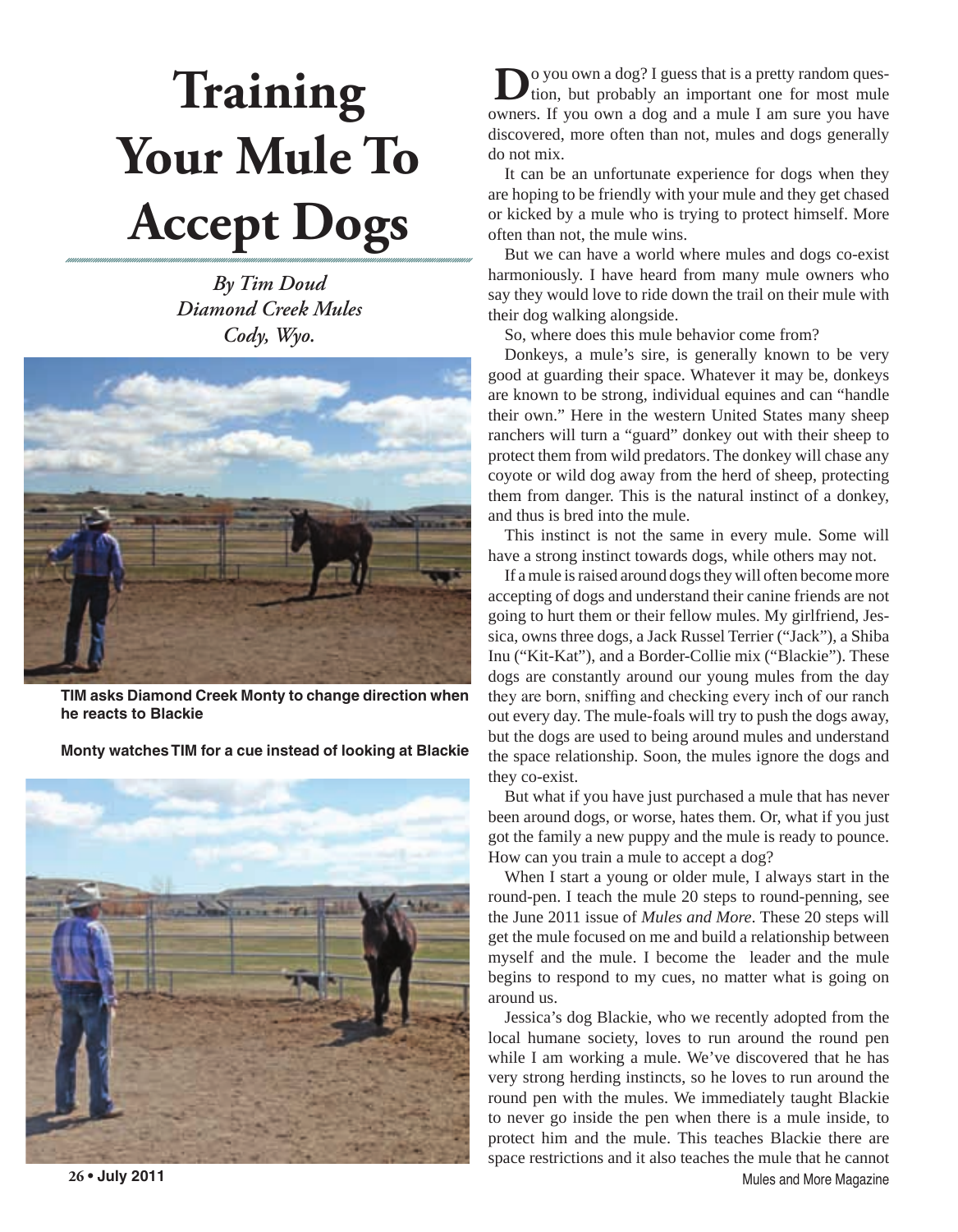# Training Your Mule To Accept Dogs

*By Tim Doud*
*Diamond Creek Mules*
*Cody, Wyo.*

**TIM asks Diamond Creek Monty to change direction when he reacts to Blackie**

**Monty watches TIM for a cue instead of looking at Blackie**

Do you own a dog? I guess that is a pretty random question, but probably an important one for most mule owners. If you own a dog and a mule I am sure you have discovered, more often than not, mules and dogs generally do not mix.

It can be an unfortunate experience for dogs when they are hoping to be friendly with your mule and they get chased or kicked by a mule who is trying to protect himself. More often than not, the mule wins.

But we can have a world where mules and dogs co-exist harmoniously. I have heard from many mule owners who say they would love to ride down the trail on their mule with their dog walking alongside.

So, where does this mule behavior come from?

Donkeys, a mule's sire, is generally known to be very good at guarding their space. Whatever it may be, donkeys are known to be strong, individual equines and can "handle their own." Here in the western United States many sheep ranchers will turn a "guard" donkey out with their sheep to protect them from wild predators. The donkey will chase any coyote or wild dog away from the herd of sheep, protecting them from danger. This is the natural instinct of a donkey, and thus is bred into the mule.

This instinct is not the same in every mule. Some will have a strong instinct towards dogs, while others may not.

If a mule is raised around dogs they will often become more accepting of dogs and understand their canine friends are not going to hurt them or their fellow mules. My girlfriend, Jessica, owns three dogs, a Jack Russel Terrier ("Jack"), a Shiba Inu ("Kit-Kat"), and a Border-Collie mix ("Blackie"). These dogs are constantly around our young mules from the day they are born, sniffing and checking every inch of our ranch out every day. The mule-foals will try to push the dogs away, but the dogs are used to being around mules and understand the space relationship. Soon, the mules ignore the dogs and they co-exist.

But what if you have just purchased a mule that has never been around dogs, or worse, hates them. Or, what if you just got the family a new puppy and the mule is ready to pounce. How can you train a mule to accept a dog?

When I start a young or older mule, I always start in the round-pen. I teach the mule 20 steps to round-penning, see the June 2011 issue of *Mules and More*. These 20 steps will get the mule focused on me and build a relationship between myself and the mule. I become the leader and the mule begins to respond to my cues, no matter what is going on around us.

Jessica's dog Blackie, who we recently adopted from the local humane society, loves to run around the round pen while I am working a mule. We've discovered that he has very strong herding instincts, so he loves to run around the round pen with the mules. We immediately taught Blackie to never go inside the pen when there is a mule inside, to protect him and the mule. This teaches Blackie there are space restrictions and it also teaches the mule that he cannot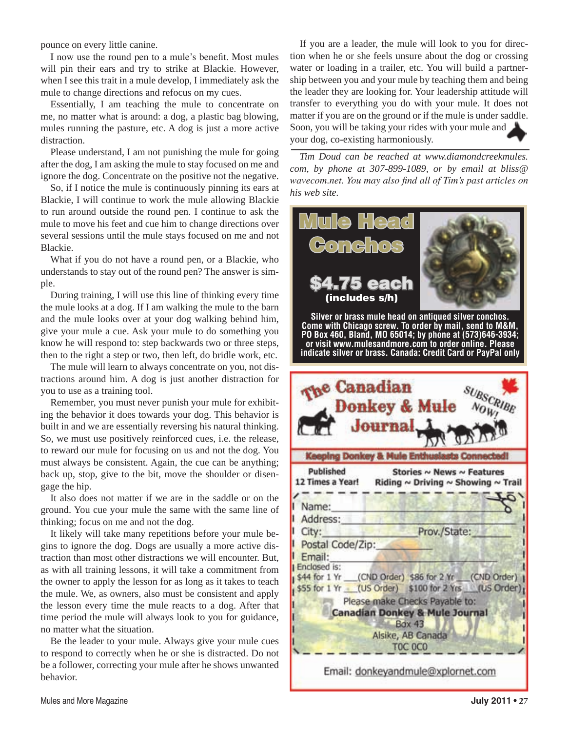pounce on every little canine.

I now use the round pen to a mule's benefit. Most mules will pin their ears and try to strike at Blackie. However, when I see this trait in a mule develop, I immediately ask the mule to change directions and refocus on my cues.

Essentially, I am teaching the mule to concentrate on me, no matter what is around: a dog, a plastic bag blowing, mules running the pasture, etc. A dog is just a more active distraction.

Please understand, I am not punishing the mule for going after the dog, I am asking the mule to stay focused on me and ignore the dog. Concentrate on the positive not the negative.

So, if I notice the mule is continuously pinning its ears at Blackie, I will continue to work the mule allowing Blackie to run around outside the round pen. I continue to ask the mule to move his feet and cue him to change directions over several sessions until the mule stays focused on me and not Blackie.

What if you do not have a round pen, or a Blackie, who understands to stay out of the round pen? The answer is simple.

During training, I will use this line of thinking every time the mule looks at a dog. If I am walking the mule to the barn and the mule looks over at your dog walking behind him, give your mule a cue. Ask your mule to do something you know he will respond to: step backwards two or three steps, then to the right a step or two, then left, do bridle work, etc.

The mule will learn to always concentrate on you, not distractions around him. A dog is just another distraction for you to use as a training tool.

Remember, you must never punish your mule for exhibiting the behavior it does towards your dog. This behavior is built in and we are essentially reversing his natural thinking. So, we must use positively reinforced cues, i.e. the release, to reward our mule for focusing on us and not the dog. You must always be consistent. Again, the cue can be anything; back up, stop, give to the bit, move the shoulder or disengage the hip.

It also does not matter if we are in the saddle or on the ground. You cue your mule the same with the same line of thinking; focus on me and not the dog.

It likely will take many repetitions before your mule begins to ignore the dog. Dogs are usually a more active distraction than most other distractions we will encounter. But, as with all training lessons, it will take a commitment from the owner to apply the lesson for as long as it takes to teach the mule. We, as owners, also must be consistent and apply the lesson every time the mule reacts to a dog. After that time period the mule will always look to you for guidance, no matter what the situation.

Be the leader to your mule. Always give your mule cues to respond to correctly when he or she is distracted. Do not be a follower, correcting your mule after he shows unwanted behavior.

If you are a leader, the mule will look to you for direction when he or she feels unsure about the dog or crossing water or loading in a trailer, etc. You will build a partnership between you and your mule by teaching them and being the leader they are looking for. Your leadership attitude will transfer to everything you do with your mule. It does not matter if you are on the ground or if the mule is under saddle. Soon, you will be taking your rides with your mule and your dog, co-existing harmoniously.

*Tim Doud can be reached at www.diamondcreekmules.com, by phone at 307-899-1089, or by email at bliss@wavecom.net. You may also find all of Tim's past articles on his web site.*

**Mule Head Conchos**

**$4.75 each**
**(includes s/h)**

**Silver or brass mule head on antiqued silver conchos. Come with Chicago screw. To order by mail, send to M&M, PO Box 460, Bland, MO 65014; by phone at (573)646-3934; or visit www.mulesandmore.com to order online. Please indicate silver or brass. Canada: Credit Card or PayPal only**

**The Canadian Donkey & Mule Journal**

SUBSCRIBE NOW!

**Keeping Donkey & Mule Enthusiasts Connected!**

Published 12 Times a Year!

Stories ~ News ~ Features
Riding ~ Driving ~ Showing ~ Trail

Name:
Address:
City: Prov./State:
Postal Code/Zip:
Email:
Enclosed is:
$44 for 1 Yr ___(CND Order) $86 for 2 Yr ___(CND Order)
$55 for 1 Yr ___(US Order) $100 for 2 Yrs ___(US Order)

Please make Checks Payable to:
**Canadian Donkey & Mule Journal**
Box 43
Alsike, AB Canada
T0C 0C0

Email: donkeyandmule@xplornet.com